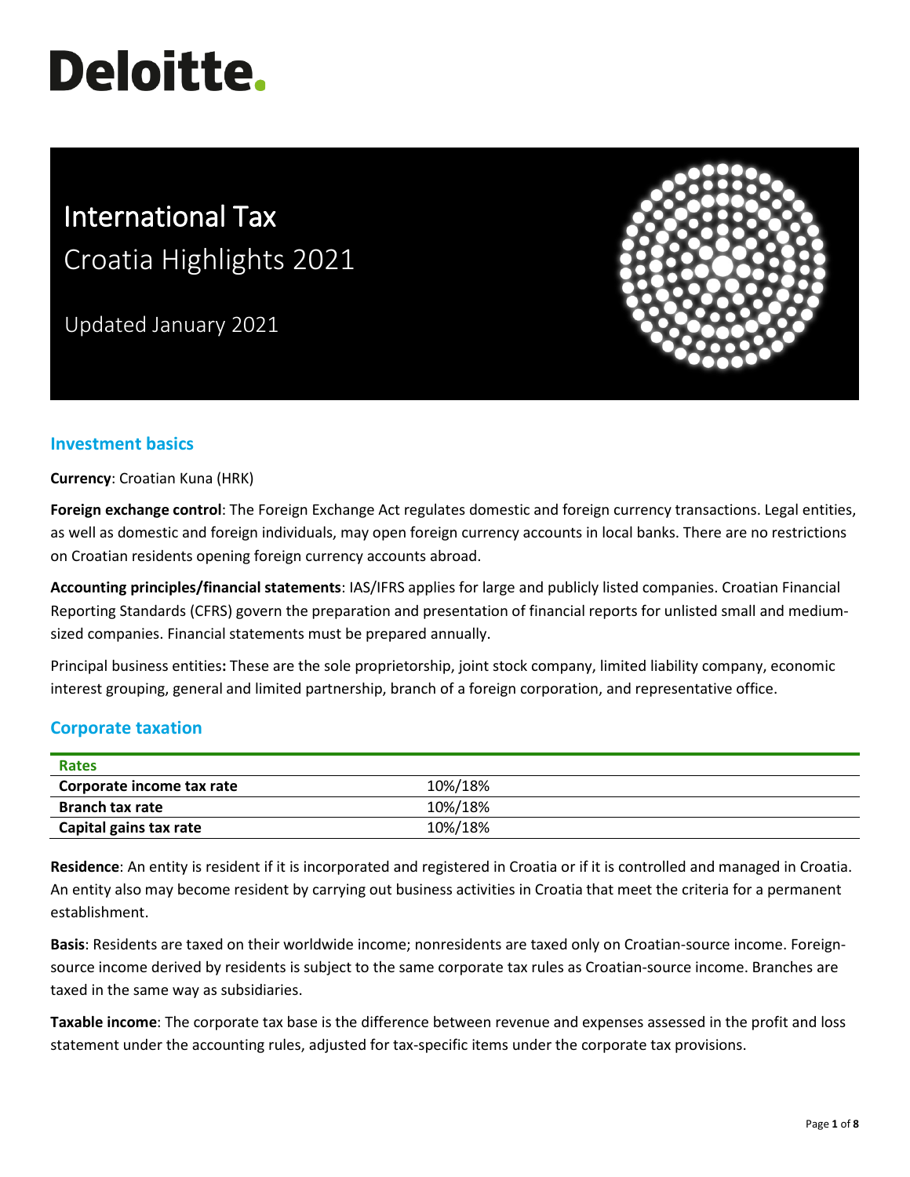# Deloitte.

# International Tax
## Croatia Highlights 2021

Updated January 2021

## Investment basics

**Currency**: Croatian Kuna (HRK)

**Foreign exchange control**: The Foreign Exchange Act regulates domestic and foreign currency transactions. Legal entities, as well as domestic and foreign individuals, may open foreign currency accounts in local banks. There are no restrictions on Croatian residents opening foreign currency accounts abroad.

**Accounting principles/financial statements**: IAS/IFRS applies for large and publicly listed companies. Croatian Financial Reporting Standards (CFRS) govern the preparation and presentation of financial reports for unlisted small and medium-sized companies. Financial statements must be prepared annually.

Principal business entities**:** These are the sole proprietorship, joint stock company, limited liability company, economic interest grouping, general and limited partnership, branch of a foreign corporation, and representative office.

## Corporate taxation

| Rates | |
|---|---|
| **Corporate income tax rate** | 10%/18% |
| **Branch tax rate** | 10%/18% |
| **Capital gains tax rate** | 10%/18% |

**Residence**: An entity is resident if it is incorporated and registered in Croatia or if it is controlled and managed in Croatia. An entity also may become resident by carrying out business activities in Croatia that meet the criteria for a permanent establishment.

**Basis**: Residents are taxed on their worldwide income; nonresidents are taxed only on Croatian-source income. Foreign-source income derived by residents is subject to the same corporate tax rules as Croatian-source income. Branches are taxed in the same way as subsidiaries.

**Taxable income**: The corporate tax base is the difference between revenue and expenses assessed in the profit and loss statement under the accounting rules, adjusted for tax-specific items under the corporate tax provisions.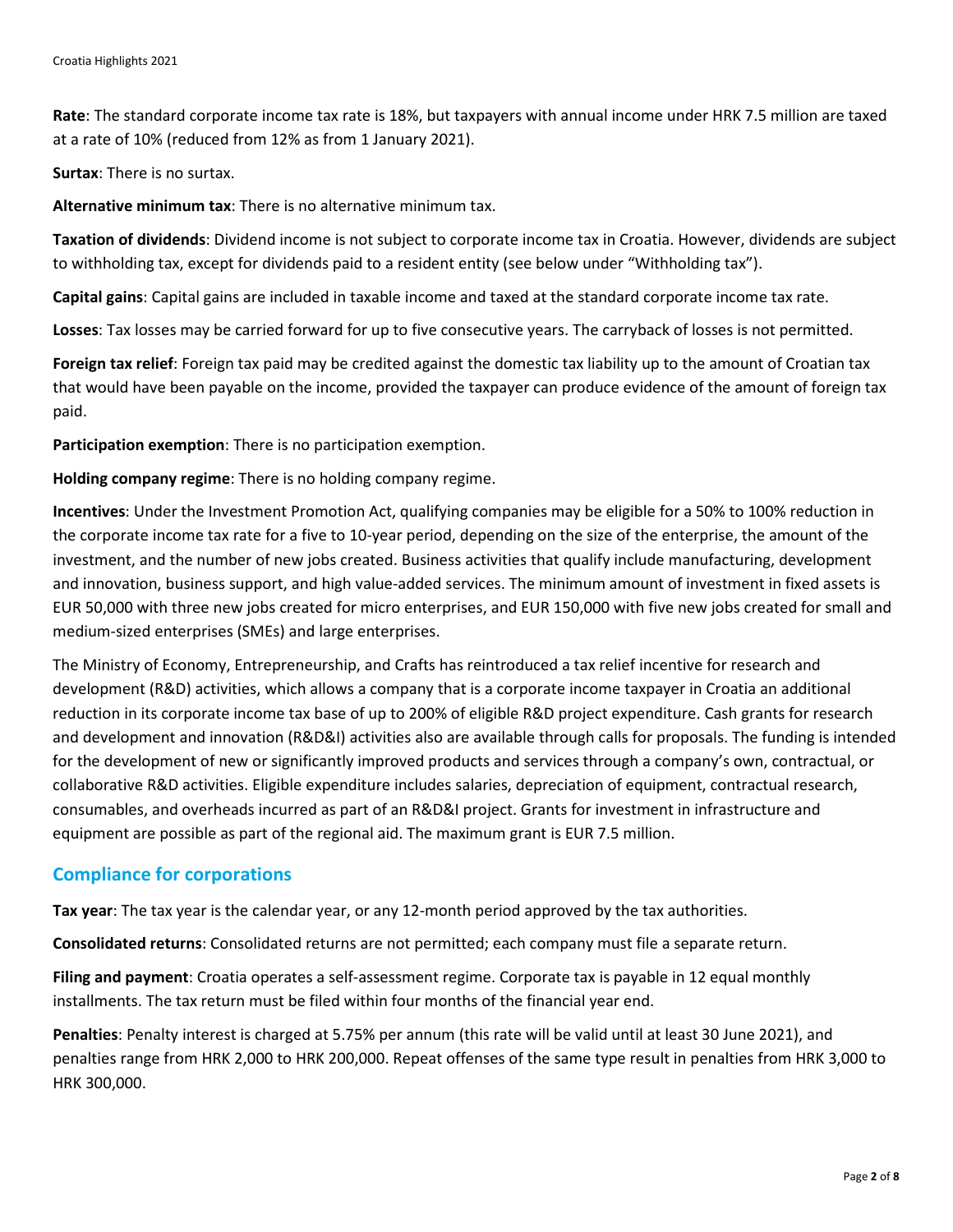**Rate**: The standard corporate income tax rate is 18%, but taxpayers with annual income under HRK 7.5 million are taxed at a rate of 10% (reduced from 12% as from 1 January 2021).

**Surtax**: There is no surtax.

**Alternative minimum tax**: There is no alternative minimum tax.

**Taxation of dividends**: Dividend income is not subject to corporate income tax in Croatia. However, dividends are subject to withholding tax, except for dividends paid to a resident entity (see below under "Withholding tax").

**Capital gains**: Capital gains are included in taxable income and taxed at the standard corporate income tax rate.

**Losses**: Tax losses may be carried forward for up to five consecutive years. The carryback of losses is not permitted.

**Foreign tax relief**: Foreign tax paid may be credited against the domestic tax liability up to the amount of Croatian tax that would have been payable on the income, provided the taxpayer can produce evidence of the amount of foreign tax paid.

**Participation exemption**: There is no participation exemption.

**Holding company regime**: There is no holding company regime.

**Incentives**: Under the Investment Promotion Act, qualifying companies may be eligible for a 50% to 100% reduction in the corporate income tax rate for a five to 10-year period, depending on the size of the enterprise, the amount of the investment, and the number of new jobs created. Business activities that qualify include manufacturing, development and innovation, business support, and high value-added services. The minimum amount of investment in fixed assets is EUR 50,000 with three new jobs created for micro enterprises, and EUR 150,000 with five new jobs created for small and medium-sized enterprises (SMEs) and large enterprises.

The Ministry of Economy, Entrepreneurship, and Crafts has reintroduced a tax relief incentive for research and development (R&D) activities, which allows a company that is a corporate income taxpayer in Croatia an additional reduction in its corporate income tax base of up to 200% of eligible R&D project expenditure. Cash grants for research and development and innovation (R&D&I) activities also are available through calls for proposals. The funding is intended for the development of new or significantly improved products and services through a company's own, contractual, or collaborative R&D activities. Eligible expenditure includes salaries, depreciation of equipment, contractual research, consumables, and overheads incurred as part of an R&D&I project. Grants for investment in infrastructure and equipment are possible as part of the regional aid. The maximum grant is EUR 7.5 million.

## Compliance for corporations

**Tax year**: The tax year is the calendar year, or any 12-month period approved by the tax authorities.

**Consolidated returns**: Consolidated returns are not permitted; each company must file a separate return.

**Filing and payment**: Croatia operates a self-assessment regime. Corporate tax is payable in 12 equal monthly installments. The tax return must be filed within four months of the financial year end.

**Penalties**: Penalty interest is charged at 5.75% per annum (this rate will be valid until at least 30 June 2021), and penalties range from HRK 2,000 to HRK 200,000. Repeat offenses of the same type result in penalties from HRK 3,000 to HRK 300,000.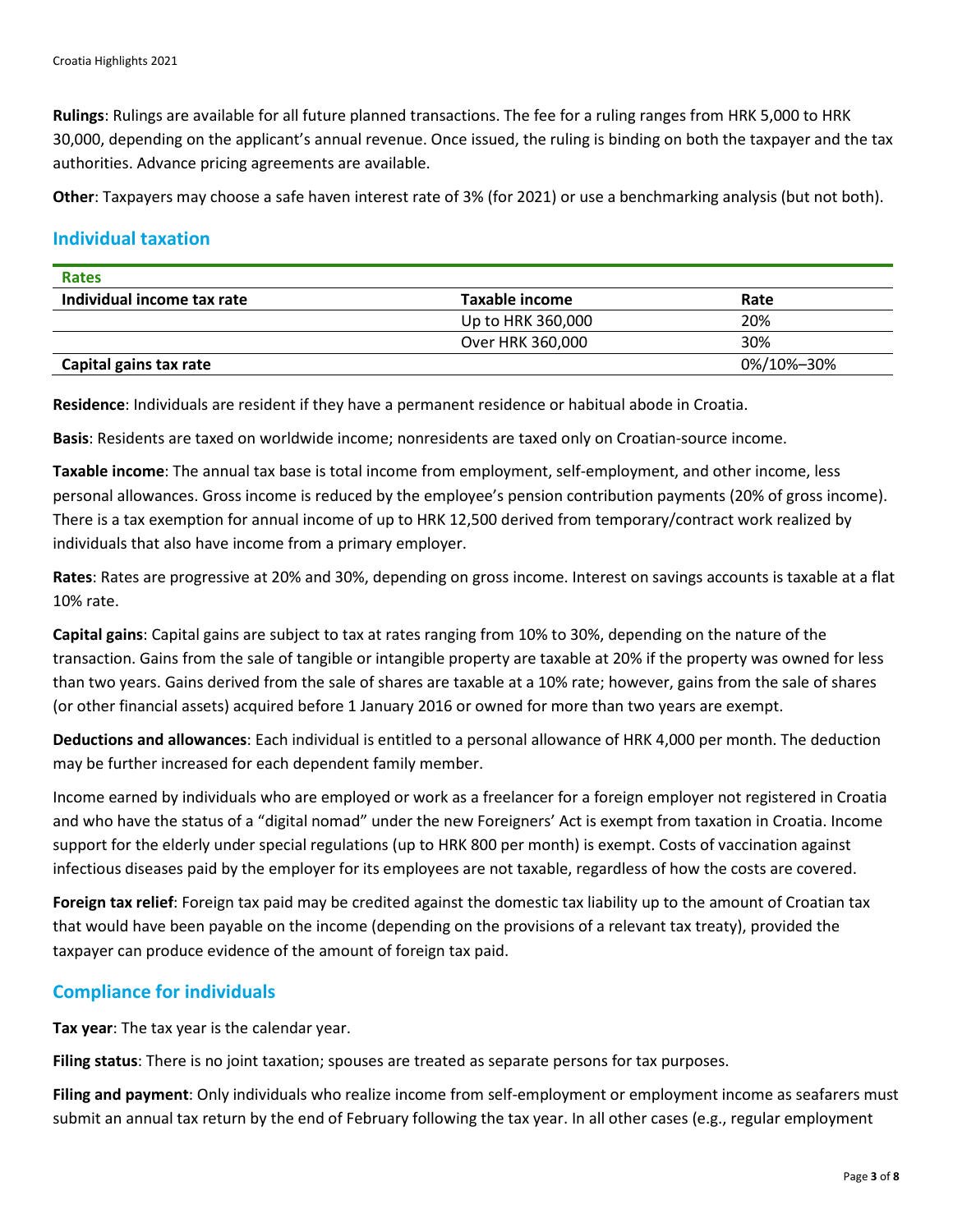**Rulings**: Rulings are available for all future planned transactions. The fee for a ruling ranges from HRK 5,000 to HRK 30,000, depending on the applicant's annual revenue. Once issued, the ruling is binding on both the taxpayer and the tax authorities. Advance pricing agreements are available.

**Other**: Taxpayers may choose a safe haven interest rate of 3% (for 2021) or use a benchmarking analysis (but not both).

## Individual taxation

| Rates | | |
|---|---|---|
| **Individual income tax rate** | **Taxable income** | **Rate** |
| | Up to HRK 360,000 | 20% |
| | Over HRK 360,000 | 30% |
| **Capital gains tax rate** | | 0%/10%–30% |

**Residence**: Individuals are resident if they have a permanent residence or habitual abode in Croatia.

**Basis**: Residents are taxed on worldwide income; nonresidents are taxed only on Croatian-source income.

**Taxable income**: The annual tax base is total income from employment, self-employment, and other income, less personal allowances. Gross income is reduced by the employee's pension contribution payments (20% of gross income). There is a tax exemption for annual income of up to HRK 12,500 derived from temporary/contract work realized by individuals that also have income from a primary employer.

**Rates**: Rates are progressive at 20% and 30%, depending on gross income. Interest on savings accounts is taxable at a flat 10% rate.

**Capital gains**: Capital gains are subject to tax at rates ranging from 10% to 30%, depending on the nature of the transaction. Gains from the sale of tangible or intangible property are taxable at 20% if the property was owned for less than two years. Gains derived from the sale of shares are taxable at a 10% rate; however, gains from the sale of shares (or other financial assets) acquired before 1 January 2016 or owned for more than two years are exempt.

**Deductions and allowances**: Each individual is entitled to a personal allowance of HRK 4,000 per month. The deduction may be further increased for each dependent family member.

Income earned by individuals who are employed or work as a freelancer for a foreign employer not registered in Croatia and who have the status of a "digital nomad" under the new Foreigners' Act is exempt from taxation in Croatia. Income support for the elderly under special regulations (up to HRK 800 per month) is exempt. Costs of vaccination against infectious diseases paid by the employer for its employees are not taxable, regardless of how the costs are covered.

**Foreign tax relief**: Foreign tax paid may be credited against the domestic tax liability up to the amount of Croatian tax that would have been payable on the income (depending on the provisions of a relevant tax treaty), provided the taxpayer can produce evidence of the amount of foreign tax paid.

## Compliance for individuals

**Tax year**: The tax year is the calendar year.

**Filing status**: There is no joint taxation; spouses are treated as separate persons for tax purposes.

**Filing and payment**: Only individuals who realize income from self-employment or employment income as seafarers must submit an annual tax return by the end of February following the tax year. In all other cases (e.g., regular employment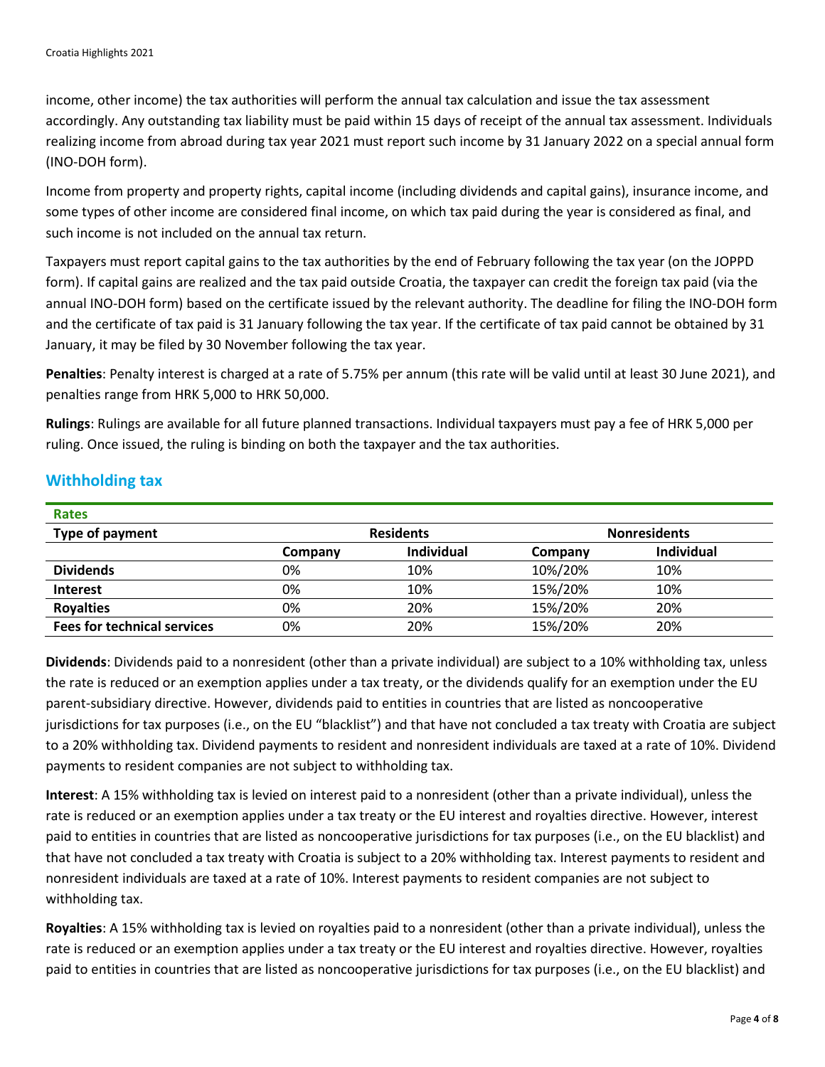income, other income) the tax authorities will perform the annual tax calculation and issue the tax assessment accordingly. Any outstanding tax liability must be paid within 15 days of receipt of the annual tax assessment. Individuals realizing income from abroad during tax year 2021 must report such income by 31 January 2022 on a special annual form (INO-DOH form).

Income from property and property rights, capital income (including dividends and capital gains), insurance income, and some types of other income are considered final income, on which tax paid during the year is considered as final, and such income is not included on the annual tax return.

Taxpayers must report capital gains to the tax authorities by the end of February following the tax year (on the JOPPD form). If capital gains are realized and the tax paid outside Croatia, the taxpayer can credit the foreign tax paid (via the annual INO-DOH form) based on the certificate issued by the relevant authority. The deadline for filing the INO-DOH form and the certificate of tax paid is 31 January following the tax year. If the certificate of tax paid cannot be obtained by 31 January, it may be filed by 30 November following the tax year.

**Penalties**: Penalty interest is charged at a rate of 5.75% per annum (this rate will be valid until at least 30 June 2021), and penalties range from HRK 5,000 to HRK 50,000.

**Rulings**: Rulings are available for all future planned transactions. Individual taxpayers must pay a fee of HRK 5,000 per ruling. Once issued, the ruling is binding on both the taxpayer and the tax authorities.

## Withholding tax

**Rates**

| Type of payment | Residents | | Nonresidents | |
|---|---|---|---|---|
| | Company | Individual | Company | Individual |
| **Dividends** | 0% | 10% | 10%/20% | 10% |
| **Interest** | 0% | 10% | 15%/20% | 10% |
| **Royalties** | 0% | 20% | 15%/20% | 20% |
| **Fees for technical services** | 0% | 20% | 15%/20% | 20% |

**Dividends**: Dividends paid to a nonresident (other than a private individual) are subject to a 10% withholding tax, unless the rate is reduced or an exemption applies under a tax treaty, or the dividends qualify for an exemption under the EU parent-subsidiary directive. However, dividends paid to entities in countries that are listed as noncooperative jurisdictions for tax purposes (i.e., on the EU "blacklist") and that have not concluded a tax treaty with Croatia are subject to a 20% withholding tax. Dividend payments to resident and nonresident individuals are taxed at a rate of 10%. Dividend payments to resident companies are not subject to withholding tax.

**Interest**: A 15% withholding tax is levied on interest paid to a nonresident (other than a private individual), unless the rate is reduced or an exemption applies under a tax treaty or the EU interest and royalties directive. However, interest paid to entities in countries that are listed as noncooperative jurisdictions for tax purposes (i.e., on the EU blacklist) and that have not concluded a tax treaty with Croatia is subject to a 20% withholding tax. Interest payments to resident and nonresident individuals are taxed at a rate of 10%. Interest payments to resident companies are not subject to withholding tax.

**Royalties**: A 15% withholding tax is levied on royalties paid to a nonresident (other than a private individual), unless the rate is reduced or an exemption applies under a tax treaty or the EU interest and royalties directive. However, royalties paid to entities in countries that are listed as noncooperative jurisdictions for tax purposes (i.e., on the EU blacklist) and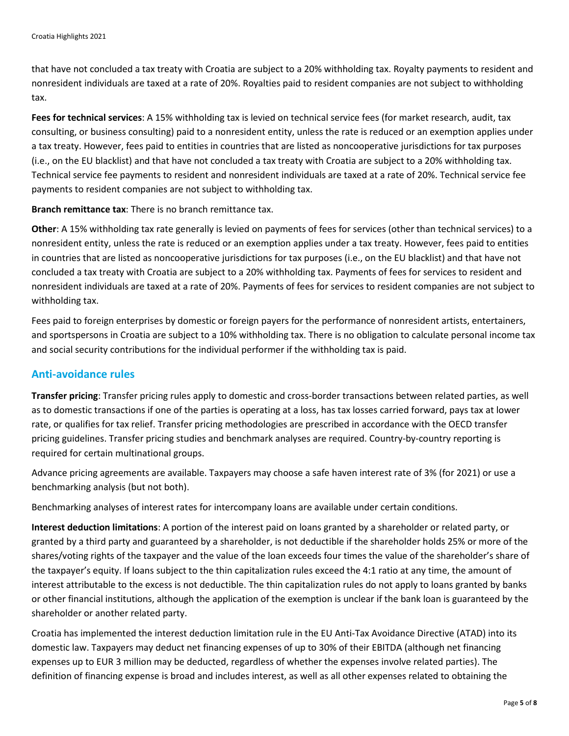that have not concluded a tax treaty with Croatia are subject to a 20% withholding tax. Royalty payments to resident and nonresident individuals are taxed at a rate of 20%. Royalties paid to resident companies are not subject to withholding tax.

**Fees for technical services**: A 15% withholding tax is levied on technical service fees (for market research, audit, tax consulting, or business consulting) paid to a nonresident entity, unless the rate is reduced or an exemption applies under a tax treaty. However, fees paid to entities in countries that are listed as noncooperative jurisdictions for tax purposes (i.e., on the EU blacklist) and that have not concluded a tax treaty with Croatia are subject to a 20% withholding tax. Technical service fee payments to resident and nonresident individuals are taxed at a rate of 20%. Technical service fee payments to resident companies are not subject to withholding tax.

**Branch remittance tax**: There is no branch remittance tax.

**Other**: A 15% withholding tax rate generally is levied on payments of fees for services (other than technical services) to a nonresident entity, unless the rate is reduced or an exemption applies under a tax treaty. However, fees paid to entities in countries that are listed as noncooperative jurisdictions for tax purposes (i.e., on the EU blacklist) and that have not concluded a tax treaty with Croatia are subject to a 20% withholding tax. Payments of fees for services to resident and nonresident individuals are taxed at a rate of 20%. Payments of fees for services to resident companies are not subject to withholding tax.

Fees paid to foreign enterprises by domestic or foreign payers for the performance of nonresident artists, entertainers, and sportspersons in Croatia are subject to a 10% withholding tax. There is no obligation to calculate personal income tax and social security contributions for the individual performer if the withholding tax is paid.

## Anti-avoidance rules

**Transfer pricing**: Transfer pricing rules apply to domestic and cross-border transactions between related parties, as well as to domestic transactions if one of the parties is operating at a loss, has tax losses carried forward, pays tax at lower rate, or qualifies for tax relief. Transfer pricing methodologies are prescribed in accordance with the OECD transfer pricing guidelines. Transfer pricing studies and benchmark analyses are required. Country-by-country reporting is required for certain multinational groups.

Advance pricing agreements are available. Taxpayers may choose a safe haven interest rate of 3% (for 2021) or use a benchmarking analysis (but not both).

Benchmarking analyses of interest rates for intercompany loans are available under certain conditions.

**Interest deduction limitations**: A portion of the interest paid on loans granted by a shareholder or related party, or granted by a third party and guaranteed by a shareholder, is not deductible if the shareholder holds 25% or more of the shares/voting rights of the taxpayer and the value of the loan exceeds four times the value of the shareholder's share of the taxpayer's equity. If loans subject to the thin capitalization rules exceed the 4:1 ratio at any time, the amount of interest attributable to the excess is not deductible. The thin capitalization rules do not apply to loans granted by banks or other financial institutions, although the application of the exemption is unclear if the bank loan is guaranteed by the shareholder or another related party.

Croatia has implemented the interest deduction limitation rule in the EU Anti-Tax Avoidance Directive (ATAD) into its domestic law. Taxpayers may deduct net financing expenses of up to 30% of their EBITDA (although net financing expenses up to EUR 3 million may be deducted, regardless of whether the expenses involve related parties). The definition of financing expense is broad and includes interest, as well as all other expenses related to obtaining the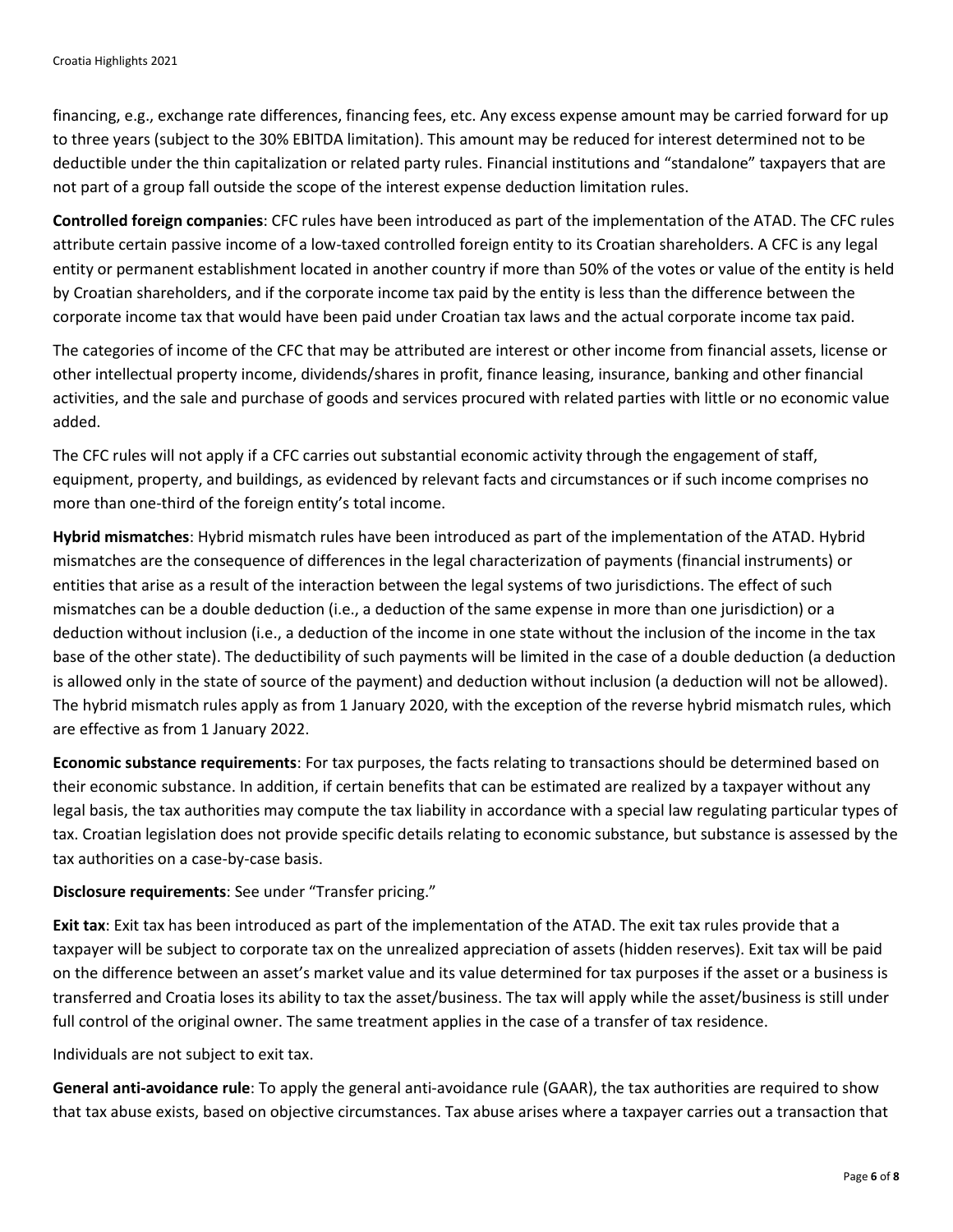financing, e.g., exchange rate differences, financing fees, etc. Any excess expense amount may be carried forward for up to three years (subject to the 30% EBITDA limitation). This amount may be reduced for interest determined not to be deductible under the thin capitalization or related party rules. Financial institutions and "standalone" taxpayers that are not part of a group fall outside the scope of the interest expense deduction limitation rules.

**Controlled foreign companies**: CFC rules have been introduced as part of the implementation of the ATAD. The CFC rules attribute certain passive income of a low-taxed controlled foreign entity to its Croatian shareholders. A CFC is any legal entity or permanent establishment located in another country if more than 50% of the votes or value of the entity is held by Croatian shareholders, and if the corporate income tax paid by the entity is less than the difference between the corporate income tax that would have been paid under Croatian tax laws and the actual corporate income tax paid.

The categories of income of the CFC that may be attributed are interest or other income from financial assets, license or other intellectual property income, dividends/shares in profit, finance leasing, insurance, banking and other financial activities, and the sale and purchase of goods and services procured with related parties with little or no economic value added.

The CFC rules will not apply if a CFC carries out substantial economic activity through the engagement of staff, equipment, property, and buildings, as evidenced by relevant facts and circumstances or if such income comprises no more than one-third of the foreign entity's total income.

**Hybrid mismatches**: Hybrid mismatch rules have been introduced as part of the implementation of the ATAD. Hybrid mismatches are the consequence of differences in the legal characterization of payments (financial instruments) or entities that arise as a result of the interaction between the legal systems of two jurisdictions. The effect of such mismatches can be a double deduction (i.e., a deduction of the same expense in more than one jurisdiction) or a deduction without inclusion (i.e., a deduction of the income in one state without the inclusion of the income in the tax base of the other state). The deductibility of such payments will be limited in the case of a double deduction (a deduction is allowed only in the state of source of the payment) and deduction without inclusion (a deduction will not be allowed). The hybrid mismatch rules apply as from 1 January 2020, with the exception of the reverse hybrid mismatch rules, which are effective as from 1 January 2022.

**Economic substance requirements**: For tax purposes, the facts relating to transactions should be determined based on their economic substance. In addition, if certain benefits that can be estimated are realized by a taxpayer without any legal basis, the tax authorities may compute the tax liability in accordance with a special law regulating particular types of tax. Croatian legislation does not provide specific details relating to economic substance, but substance is assessed by the tax authorities on a case-by-case basis.

**Disclosure requirements**: See under "Transfer pricing."

**Exit tax**: Exit tax has been introduced as part of the implementation of the ATAD. The exit tax rules provide that a taxpayer will be subject to corporate tax on the unrealized appreciation of assets (hidden reserves). Exit tax will be paid on the difference between an asset's market value and its value determined for tax purposes if the asset or a business is transferred and Croatia loses its ability to tax the asset/business. The tax will apply while the asset/business is still under full control of the original owner. The same treatment applies in the case of a transfer of tax residence.

Individuals are not subject to exit tax.

**General anti-avoidance rule**: To apply the general anti-avoidance rule (GAAR), the tax authorities are required to show that tax abuse exists, based on objective circumstances. Tax abuse arises where a taxpayer carries out a transaction that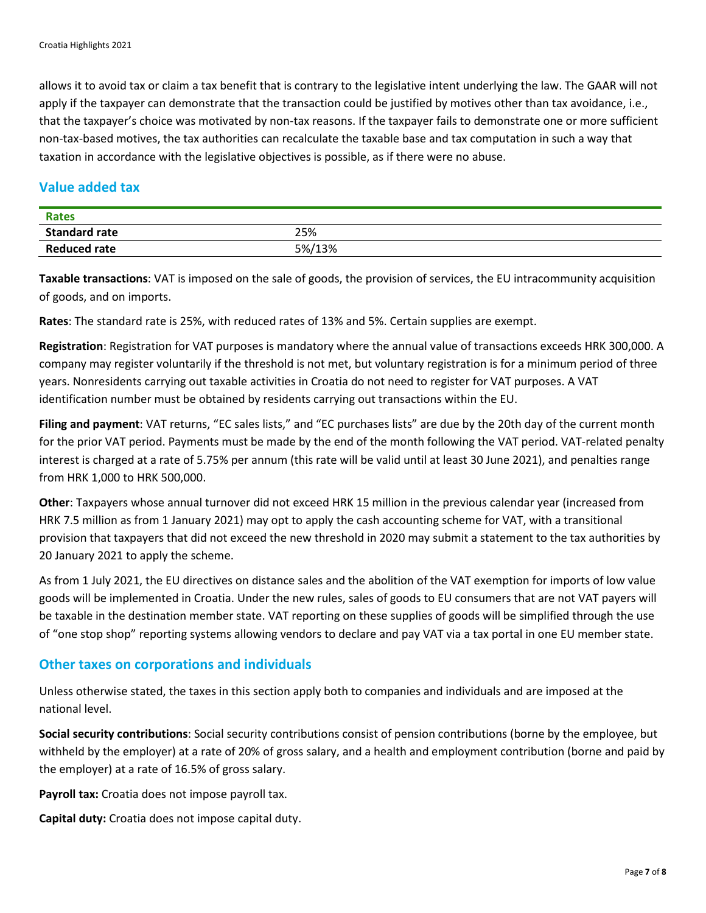allows it to avoid tax or claim a tax benefit that is contrary to the legislative intent underlying the law. The GAAR will not apply if the taxpayer can demonstrate that the transaction could be justified by motives other than tax avoidance, i.e., that the taxpayer's choice was motivated by non-tax reasons. If the taxpayer fails to demonstrate one or more sufficient non-tax-based motives, the tax authorities can recalculate the taxable base and tax computation in such a way that taxation in accordance with the legislative objectives is possible, as if there were no abuse.

## Value added tax

| Rates | |
|---|---|
| **Standard rate** | 25% |
| **Reduced rate** | 5%/13% |

**Taxable transactions**: VAT is imposed on the sale of goods, the provision of services, the EU intracommunity acquisition of goods, and on imports.

**Rates**: The standard rate is 25%, with reduced rates of 13% and 5%. Certain supplies are exempt.

**Registration**: Registration for VAT purposes is mandatory where the annual value of transactions exceeds HRK 300,000. A company may register voluntarily if the threshold is not met, but voluntary registration is for a minimum period of three years. Nonresidents carrying out taxable activities in Croatia do not need to register for VAT purposes. A VAT identification number must be obtained by residents carrying out transactions within the EU.

**Filing and payment**: VAT returns, "EC sales lists," and "EC purchases lists" are due by the 20th day of the current month for the prior VAT period. Payments must be made by the end of the month following the VAT period. VAT-related penalty interest is charged at a rate of 5.75% per annum (this rate will be valid until at least 30 June 2021), and penalties range from HRK 1,000 to HRK 500,000.

**Other**: Taxpayers whose annual turnover did not exceed HRK 15 million in the previous calendar year (increased from HRK 7.5 million as from 1 January 2021) may opt to apply the cash accounting scheme for VAT, with a transitional provision that taxpayers that did not exceed the new threshold in 2020 may submit a statement to the tax authorities by 20 January 2021 to apply the scheme.

As from 1 July 2021, the EU directives on distance sales and the abolition of the VAT exemption for imports of low value goods will be implemented in Croatia. Under the new rules, sales of goods to EU consumers that are not VAT payers will be taxable in the destination member state. VAT reporting on these supplies of goods will be simplified through the use of "one stop shop" reporting systems allowing vendors to declare and pay VAT via a tax portal in one EU member state.

## Other taxes on corporations and individuals

Unless otherwise stated, the taxes in this section apply both to companies and individuals and are imposed at the national level.

**Social security contributions**: Social security contributions consist of pension contributions (borne by the employee, but withheld by the employer) at a rate of 20% of gross salary, and a health and employment contribution (borne and paid by the employer) at a rate of 16.5% of gross salary.

**Payroll tax:** Croatia does not impose payroll tax.

**Capital duty:** Croatia does not impose capital duty.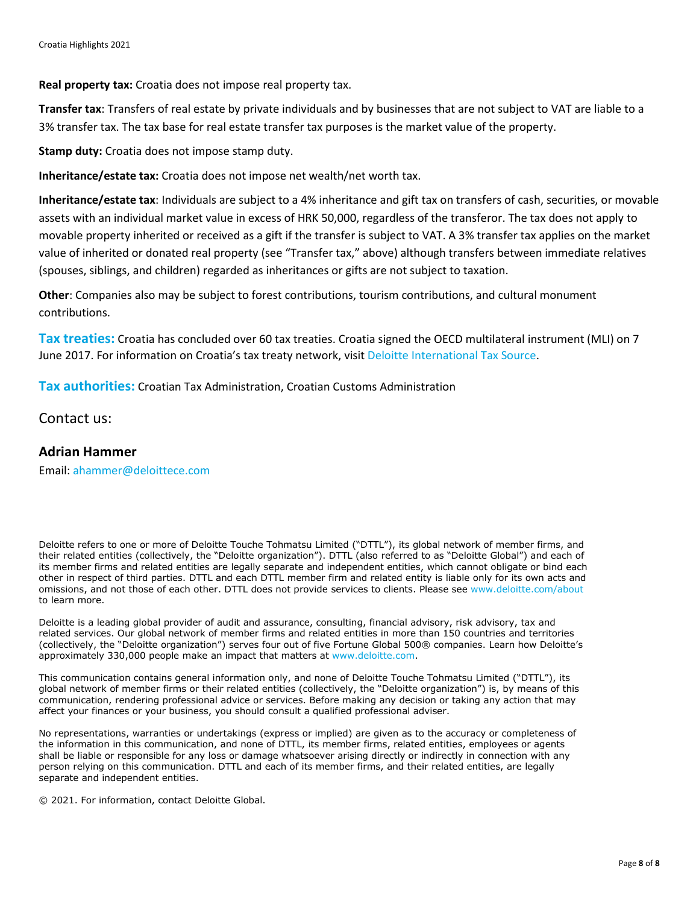**Real property tax:** Croatia does not impose real property tax.

**Transfer tax**: Transfers of real estate by private individuals and by businesses that are not subject to VAT are liable to a 3% transfer tax. The tax base for real estate transfer tax purposes is the market value of the property.

**Stamp duty:** Croatia does not impose stamp duty.

**Inheritance/estate tax:** Croatia does not impose net wealth/net worth tax.

**Inheritance/estate tax**: Individuals are subject to a 4% inheritance and gift tax on transfers of cash, securities, or movable assets with an individual market value in excess of HRK 50,000, regardless of the transferor. The tax does not apply to movable property inherited or received as a gift if the transfer is subject to VAT. A 3% transfer tax applies on the market value of inherited or donated real property (see "Transfer tax," above) although transfers between immediate relatives (spouses, siblings, and children) regarded as inheritances or gifts are not subject to taxation.

**Other**: Companies also may be subject to forest contributions, tourism contributions, and cultural monument contributions.

**Tax treaties:** Croatia has concluded over 60 tax treaties. Croatia signed the OECD multilateral instrument (MLI) on 7 June 2017. For information on Croatia's tax treaty network, visit Deloitte International Tax Source.

**Tax authorities:** Croatian Tax Administration, Croatian Customs Administration

## Contact us:

### Adrian Hammer

Email: ahammer@deloittece.com

Deloitte refers to one or more of Deloitte Touche Tohmatsu Limited ("DTTL"), its global network of member firms, and their related entities (collectively, the "Deloitte organization"). DTTL (also referred to as "Deloitte Global") and each of its member firms and related entities are legally separate and independent entities, which cannot obligate or bind each other in respect of third parties. DTTL and each DTTL member firm and related entity is liable only for its own acts and omissions, and not those of each other. DTTL does not provide services to clients. Please see www.deloitte.com/about to learn more.

Deloitte is a leading global provider of audit and assurance, consulting, financial advisory, risk advisory, tax and related services. Our global network of member firms and related entities in more than 150 countries and territories (collectively, the "Deloitte organization") serves four out of five Fortune Global 500® companies. Learn how Deloitte's approximately 330,000 people make an impact that matters at www.deloitte.com.

This communication contains general information only, and none of Deloitte Touche Tohmatsu Limited ("DTTL"), its global network of member firms or their related entities (collectively, the "Deloitte organization") is, by means of this communication, rendering professional advice or services. Before making any decision or taking any action that may affect your finances or your business, you should consult a qualified professional adviser.

No representations, warranties or undertakings (express or implied) are given as to the accuracy or completeness of the information in this communication, and none of DTTL, its member firms, related entities, employees or agents shall be liable or responsible for any loss or damage whatsoever arising directly or indirectly in connection with any person relying on this communication. DTTL and each of its member firms, and their related entities, are legally separate and independent entities.

© 2021. For information, contact Deloitte Global.